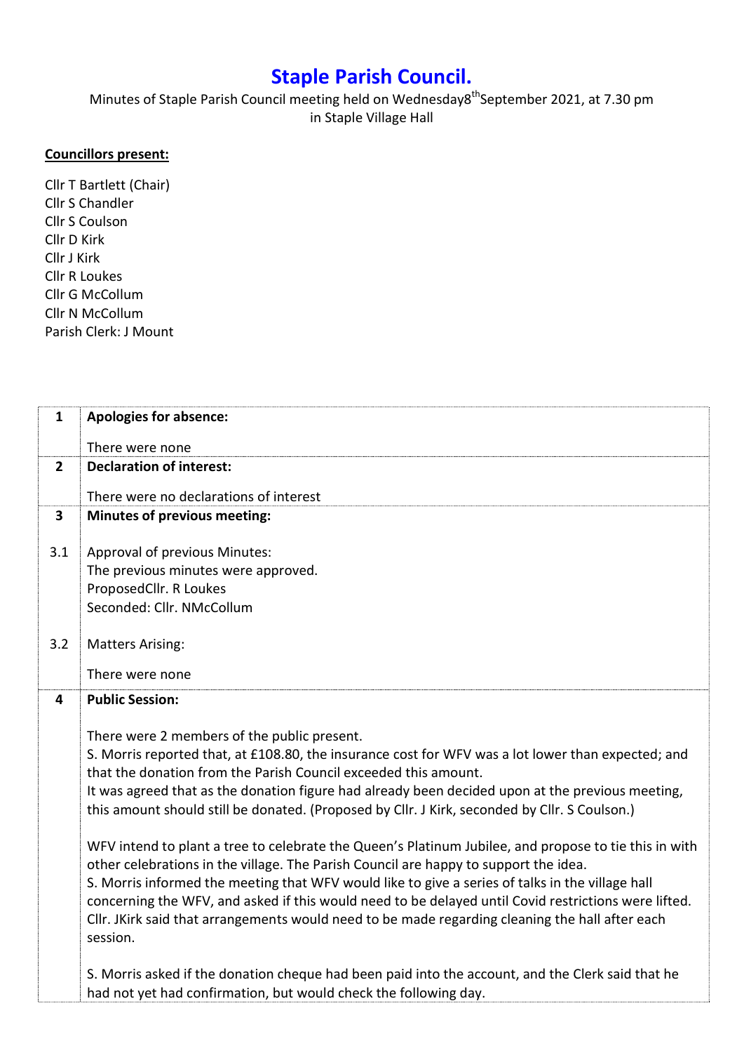# Staple Parish Council.

Minutes of Staple Parish Council meeting held on Wednesday8th September 2021, at 7.30 pm in Staple Village Hall

**Councillors present:**

Cllr T Bartlett (Chair)
Cllr S Chandler
Cllr S Coulson
Cllr D Kirk
Cllr J Kirk
Cllr R Loukes
Cllr G McCollum
Cllr N McCollum
Parish Clerk: J Mount

| | |
|---|---|
| **1** | **Apologies for absence:**<br><br>There were none |
| **2** | **Declaration of interest:**<br><br>There were no declarations of interest |
| **3** | **Minutes of previous meeting:** |
| 3.1 | Approval of previous Minutes:<br>The previous minutes were approved.<br>ProposedCllr. R Loukes<br>Seconded: Cllr. NMcCollum |
| 3.2 | Matters Arising:<br><br>There were none |
| **4** | **Public Session:**<br><br>There were 2 members of the public present.<br>S. Morris reported that, at £108.80, the insurance cost for WFV was a lot lower than expected; and that the donation from the Parish Council exceeded this amount.<br>It was agreed that as the donation figure had already been decided upon at the previous meeting, this amount should still be donated. (Proposed by Cllr. J Kirk, seconded by Cllr. S Coulson.)<br><br>WFV intend to plant a tree to celebrate the Queen's Platinum Jubilee, and propose to tie this in with other celebrations in the village. The Parish Council are happy to support the idea.<br>S. Morris informed the meeting that WFV would like to give a series of talks in the village hall concerning the WFV, and asked if this would need to be delayed until Covid restrictions were lifted. Cllr. JKirk said that arrangements would need to be made regarding cleaning the hall after each session.<br><br>S. Morris asked if the donation cheque had been paid into the account, and the Clerk said that he had not yet had confirmation, but would check the following day. |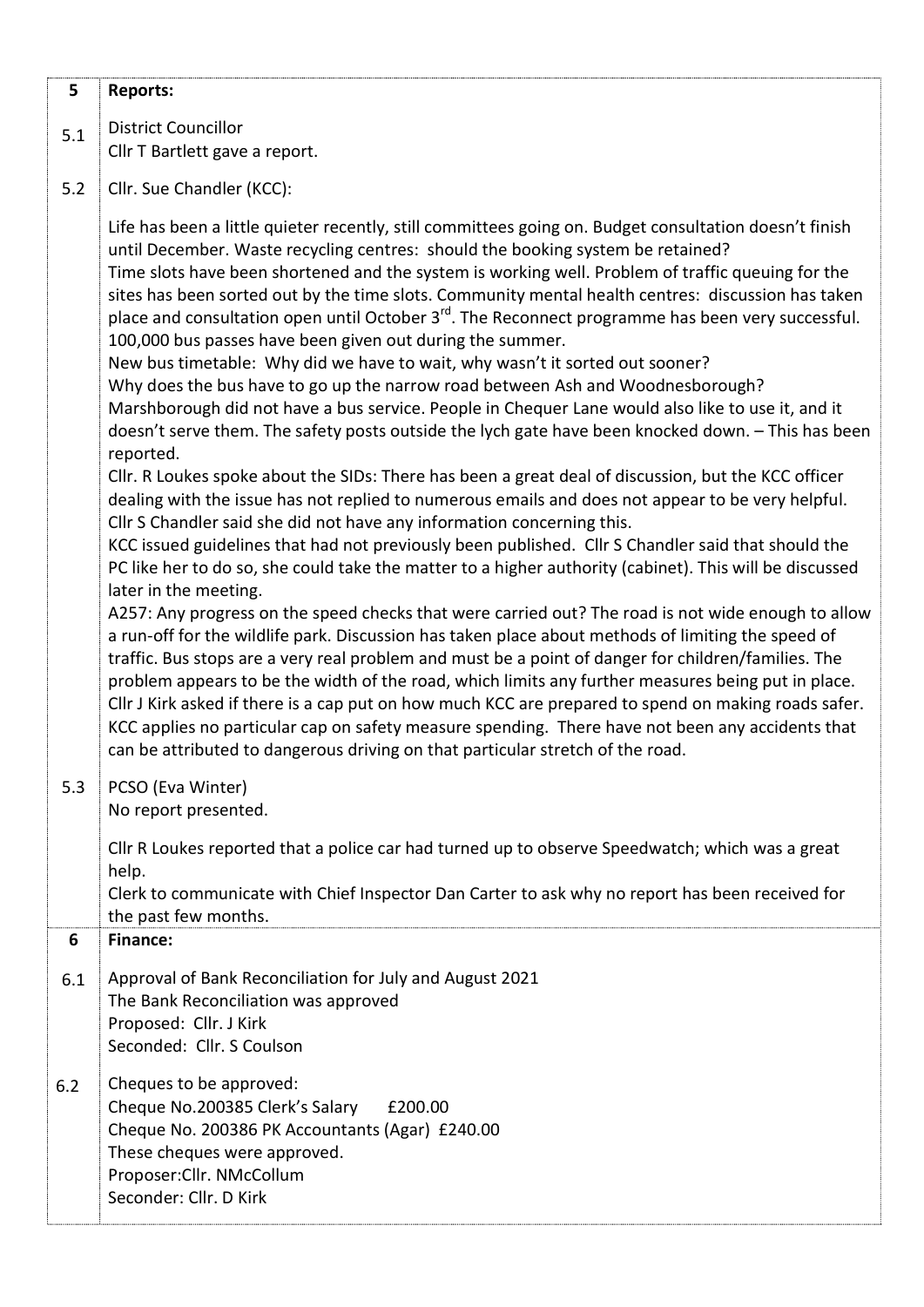| | |
|---|---|
| **5** | **Reports:** |
| 5.1 | District Councillor<br>Cllr T Bartlett gave a report. |
| 5.2 | Cllr. Sue Chandler (KCC):<br><br>Life has been a little quieter recently, still committees going on. Budget consultation doesn't finish until December. Waste recycling centres: should the booking system be retained?<br>Time slots have been shortened and the system is working well. Problem of traffic queuing for the sites has been sorted out by the time slots. Community mental health centres: discussion has taken place and consultation open until October 3rd. The Reconnect programme has been very successful. 100,000 bus passes have been given out during the summer.<br>New bus timetable: Why did we have to wait, why wasn't it sorted out sooner?<br>Why does the bus have to go up the narrow road between Ash and Woodnesborough?<br>Marshborough did not have a bus service. People in Chequer Lane would also like to use it, and it doesn't serve them. The safety posts outside the lych gate have been knocked down. – This has been reported.<br>Cllr. R Loukes spoke about the SIDs: There has been a great deal of discussion, but the KCC officer dealing with the issue has not replied to numerous emails and does not appear to be very helpful. Cllr S Chandler said she did not have any information concerning this.<br>KCC issued guidelines that had not previously been published. Cllr S Chandler said that should the PC like her to do so, she could take the matter to a higher authority (cabinet). This will be discussed later in the meeting.<br>A257: Any progress on the speed checks that were carried out? The road is not wide enough to allow a run-off for the wildlife park. Discussion has taken place about methods of limiting the speed of traffic. Bus stops are a very real problem and must be a point of danger for children/families. The problem appears to be the width of the road, which limits any further measures being put in place. Cllr J Kirk asked if there is a cap put on how much KCC are prepared to spend on making roads safer. KCC applies no particular cap on safety measure spending. There have not been any accidents that can be attributed to dangerous driving on that particular stretch of the road. |
| 5.3 | PCSO (Eva Winter)<br>No report presented.<br><br>Cllr R Loukes reported that a police car had turned up to observe Speedwatch; which was a great help.<br>Clerk to communicate with Chief Inspector Dan Carter to ask why no report has been received for the past few months. |
| **6** | **Finance:** |
| 6.1 | Approval of Bank Reconciliation for July and August 2021<br>The Bank Reconciliation was approved<br>Proposed: Cllr. J Kirk<br>Seconded: Cllr. S Coulson |
| 6.2 | Cheques to be approved:<br>Cheque No.200385 Clerk's Salary £200.00<br>Cheque No. 200386 PK Accountants (Agar) £240.00<br>These cheques were approved.<br>Proposer:Cllr. NMcCollum<br>Seconder: Cllr. D Kirk |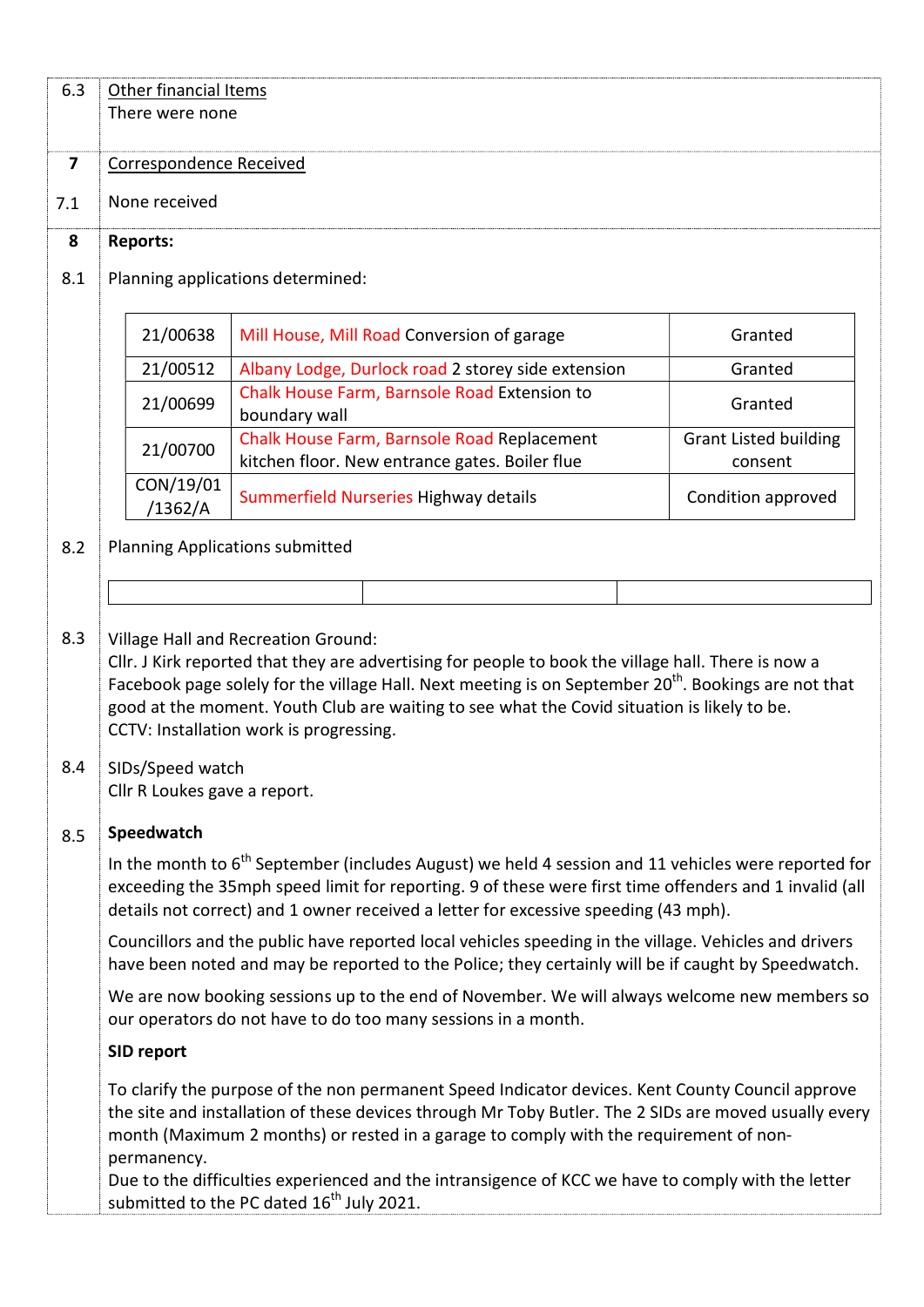6.3 Other financial Items

There were none

**7** Correspondence Received

7.1 None received

**8** **Reports:**

8.1 Planning applications determined:

| | | |
|---|---|---|
| 21/00638 | Mill House, Mill Road Conversion of garage | Granted |
| 21/00512 | Albany Lodge, Durlock road 2 storey side extension | Granted |
| 21/00699 | Chalk House Farm, Barnsole Road Extension to boundary wall | Granted |
| 21/00700 | Chalk House Farm, Barnsole Road Replacement kitchen floor. New entrance gates. Boiler flue | Grant Listed building consent |
| CON/19/01/1362/A | Summerfield Nurseries Highway details | Condition approved |

8.2 Planning Applications submitted

| | | |
|---|---|---|
| | | |

8.3 Village Hall and Recreation Ground:

Cllr. J Kirk reported that they are advertising for people to book the village hall. There is now a Facebook page solely for the village Hall. Next meeting is on September 20th. Bookings are not that good at the moment. Youth Club are waiting to see what the Covid situation is likely to be.

CCTV: Installation work is progressing.

8.4 SIDs/Speed watch

Cllr R Loukes gave a report.

8.5 **Speedwatch**

In the month to 6th September (includes August) we held 4 session and 11 vehicles were reported for exceeding the 35mph speed limit for reporting. 9 of these were first time offenders and 1 invalid (all details not correct) and 1 owner received a letter for excessive speeding (43 mph).

Councillors and the public have reported local vehicles speeding in the village. Vehicles and drivers have been noted and may be reported to the Police; they certainly will be if caught by Speedwatch.

We are now booking sessions up to the end of November. We will always welcome new members so our operators do not have to do too many sessions in a month.

**SID report**

To clarify the purpose of the non permanent Speed Indicator devices. Kent County Council approve the site and installation of these devices through Mr Toby Butler. The 2 SIDs are moved usually every month (Maximum 2 months) or rested in a garage to comply with the requirement of non-permanency.

Due to the difficulties experienced and the intransigence of KCC we have to comply with the letter submitted to the PC dated 16th July 2021.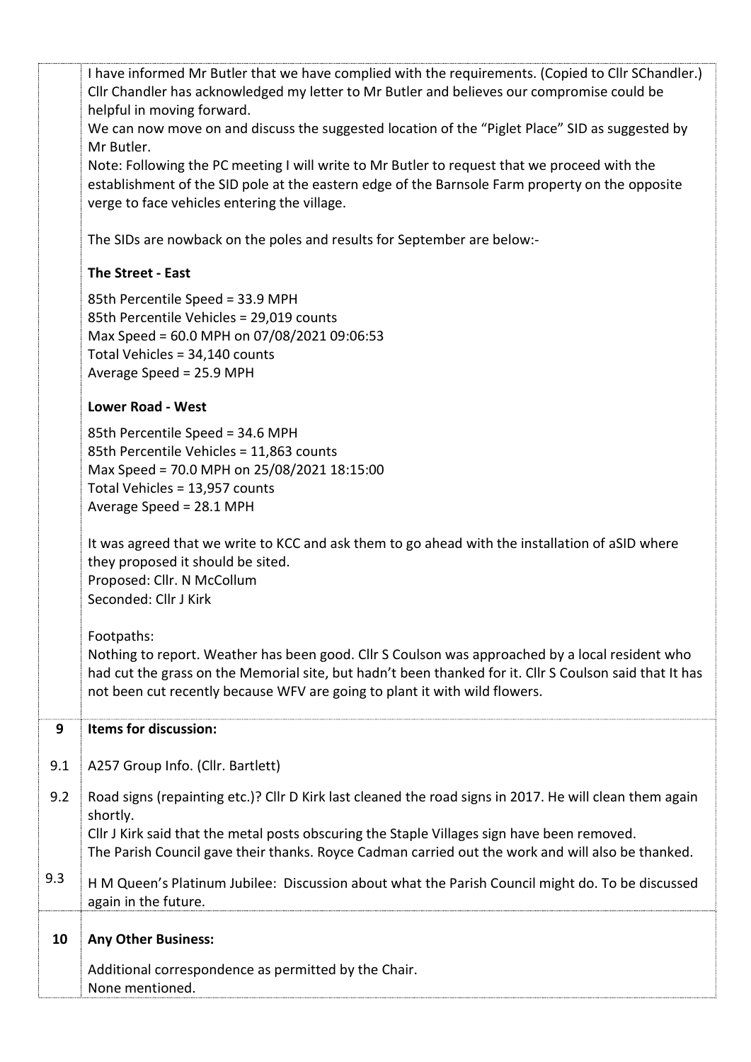I have informed Mr Butler that we have complied with the requirements. (Copied to Cllr SChandler.) Cllr Chandler has acknowledged my letter to Mr Butler and believes our compromise could be helpful in moving forward.
We can now move on and discuss the suggested location of the "Piglet Place" SID as suggested by Mr Butler.
Note: Following the PC meeting I will write to Mr Butler to request that we proceed with the establishment of the SID pole at the eastern edge of the Barnsole Farm property on the opposite verge to face vehicles entering the village.

The SIDs are nowback on the poles and results for September are below:-

**The Street - East**

85th Percentile Speed = 33.9 MPH
85th Percentile Vehicles = 29,019 counts
Max Speed = 60.0 MPH on 07/08/2021 09:06:53
Total Vehicles = 34,140 counts
Average Speed = 25.9 MPH

**Lower Road - West**

85th Percentile Speed = 34.6 MPH
85th Percentile Vehicles = 11,863 counts
Max Speed = 70.0 MPH on 25/08/2021 18:15:00
Total Vehicles = 13,957 counts
Average Speed = 28.1 MPH

It was agreed that we write to KCC and ask them to go ahead with the installation of aSID where they proposed it should be sited.
Proposed: Cllr. N McCollum
Seconded: Cllr J Kirk

Footpaths:
Nothing to report. Weather has been good. Cllr S Coulson was approached by a local resident who had cut the grass on the Memorial site, but hadn't been thanked for it. Cllr S Coulson said that It has not been cut recently because WFV are going to plant it with wild flowers.

**9 Items for discussion:**

9.1 A257 Group Info. (Cllr. Bartlett)

9.2 Road signs (repainting etc.)? Cllr D Kirk last cleaned the road signs in 2017. He will clean them again shortly.
Cllr J Kirk said that the metal posts obscuring the Staple Villages sign have been removed.
The Parish Council gave their thanks. Royce Cadman carried out the work and will also be thanked.

9.3 H M Queen's Platinum Jubilee: Discussion about what the Parish Council might do. To be discussed again in the future.

**10 Any Other Business:**

Additional correspondence as permitted by the Chair.
None mentioned.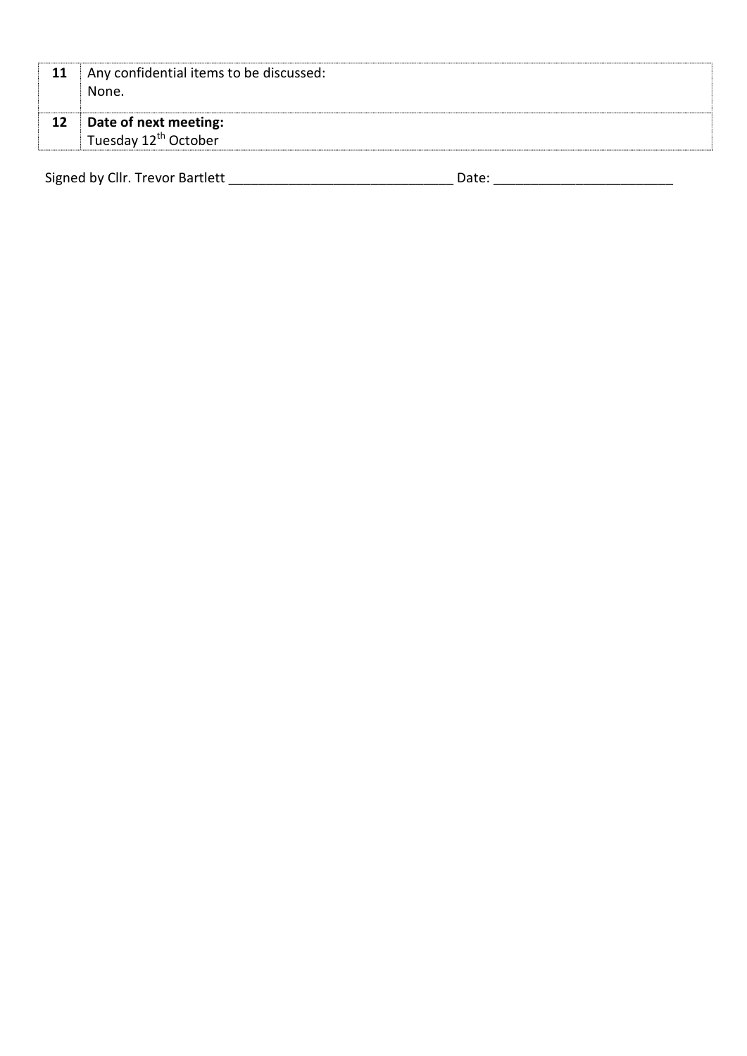| | |
|---|---|
| **11** | Any confidential items to be discussed:<br>None. |
| **12** | **Date of next meeting:**<br>Tuesday 12th October |

Signed by Cllr. Trevor Bartlett ______________________________ Date: ________________________